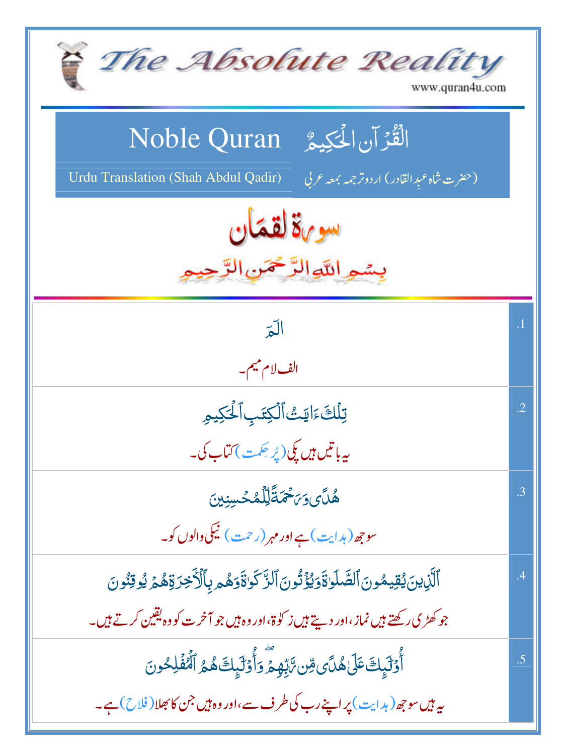# The Absolute Reality

www.quran4u.com

## Noble Quran — الْقُرآن الْحَكِيمُ

Urdu Translation (Shah Abdul Qadir) — (حضرت شاہ عبدالقادر) اردو ترجمہ بمعہ عربی

## سورة لقمان

بِسۡمِ اللّٰہِ الرَّحۡمٰنِ الرَّحِیۡمِ

| | |
|---|---|
| .1 | الٓمٓ<br>الف لام میم۔ |
| .2 | تِلۡكَ ءَايَٰتُ ٱلۡكِتَٰبِ ٱلۡحَكِيمِ<br>یہ باتیں ہیں پکی (پُر حکمت) کتاب کی۔ |
| .3 | هُدٗى وَرَحۡمَةٗ لِّلۡمُحۡسِنِينَ<br>سوجھ (ہدایت) ہے اور مہر (رحمت) نیکی والوں کو۔ |
| .4 | ٱلَّذِينَ يُقِيمُونَ ٱلصَّلَوٰةَ وَيُؤۡتُونَ ٱلزَّكَوٰةَ وَهُم بِٱلۡأٓخِرَةِ هُمۡ يُوقِنُونَ<br>جو کھڑی رکھتے ہیں نماز، اور دیتے ہیں زکوٰۃ، اور وہ ہیں جو آخرت کو وہ یقین کرتے ہیں۔ |
| .5 | أُوْلَٰٓئِكَ عَلَىٰ هُدٗى مِّن رَّبِّهِمۡۖ وَأُوْلَٰٓئِكَ هُمُ ٱلۡمُفۡلِحُونَ<br>یہ ہیں سوجھ (ہدایت) پر اپنے رب کی طرف سے، اور وہ ہیں جن کا بھلا (فلاح) ہے۔ |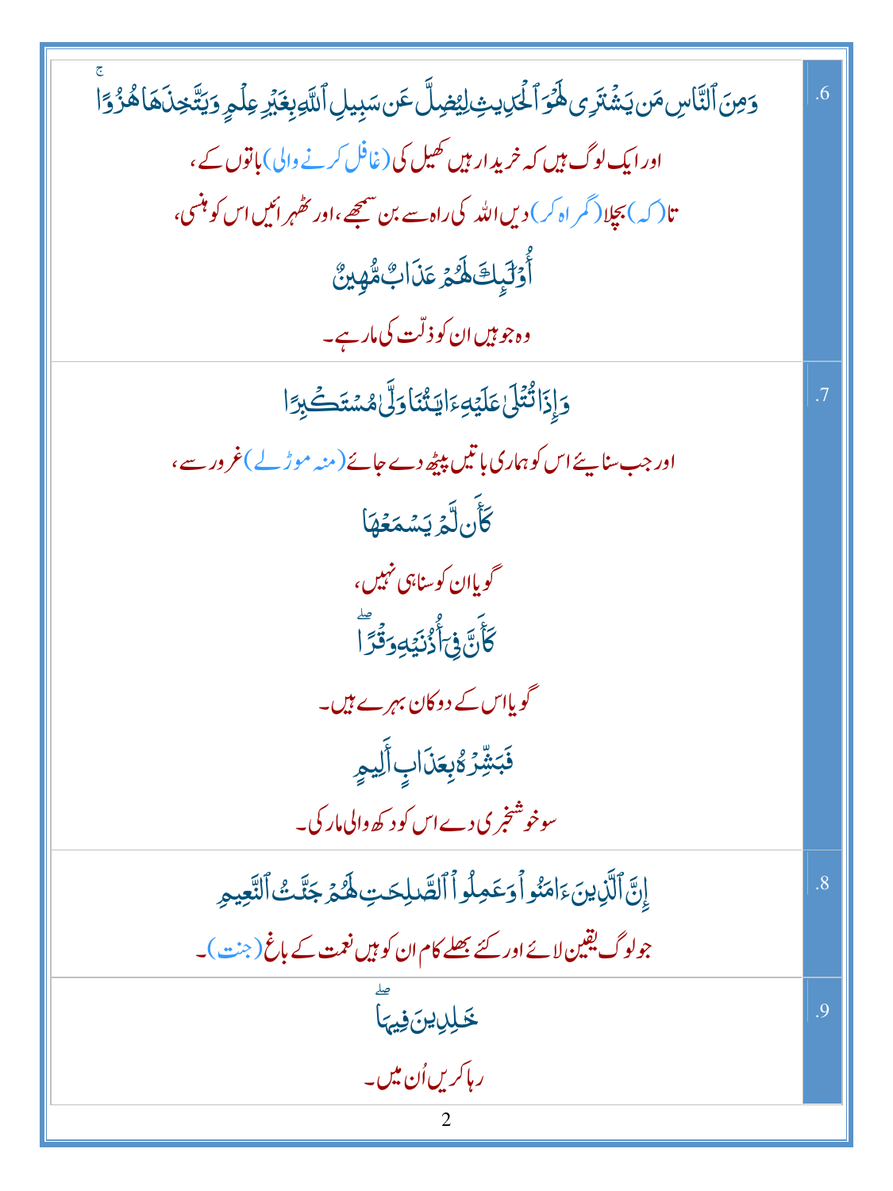| | |
|---|---|
| وَمِنَ ٱلنَّاسِ مَن يَشْتَرِى لَهْوَ ٱلْحَدِيثِ لِيُضِلَّ عَن سَبِيلِ ٱللَّهِ بِغَيْرِ عِلْمٍ وَيَتَّخِذَهَا هُزُوًا ۚ<br>اور ایک لوگ ہیں کہ خریدار ہیں کھیل کی (غافل کرنے والی) باتوں کے،<br>تا (کہ) بچلا (گمراہ کر) دیں اللہ کی راہ سے بن سمجھے، اور ٹھہرائیں اس کو ہنسی،<br>أُو۟لَـٰٓئِكَ لَهُمْ عَذَابٌ مُّهِينٌ<br>وہ جو ہیں ان کو ذلّت کی مار ہے۔ | .6 |
| وَإِذَا تُتْلَىٰ عَلَيْهِ ءَايَـٰتُنَا وَلَّىٰ مُسْتَكْبِرًا<br>اور جب سنایئے اس کو ہماری باتیں پیٹھ دے جائے (منہ موڑلے) غرور سے،<br>كَأَن لَّمْ يَسْمَعْهَا<br>گویا ان کو سنا ہی نہیں،<br>كَأَنَّ فِىٓ أُذُنَيْهِ وَقْرًا ۖ<br>گویا اس کے دو کان بہرے ہیں۔<br>فَبَشِّرْهُ بِعَذَابٍ أَلِيمٍ<br>سو خوشخبری دے اس کو دکھ والی مار کی۔ | .7 |
| إِنَّ ٱلَّذِينَ ءَامَنُوا۟ وَعَمِلُوا۟ ٱلصَّـٰلِحَـٰتِ لَهُمْ جَنَّـٰتُ ٱلنَّعِيمِ<br>جو لوگ یقین لائے اور کئے بھلے کام ان کو ہیں نعمت کے باغ (جنت)۔ | .8 |
| خَـٰلِدِينَ فِيهَا ۖ<br>رہا کریں اُن میں۔ | .9 |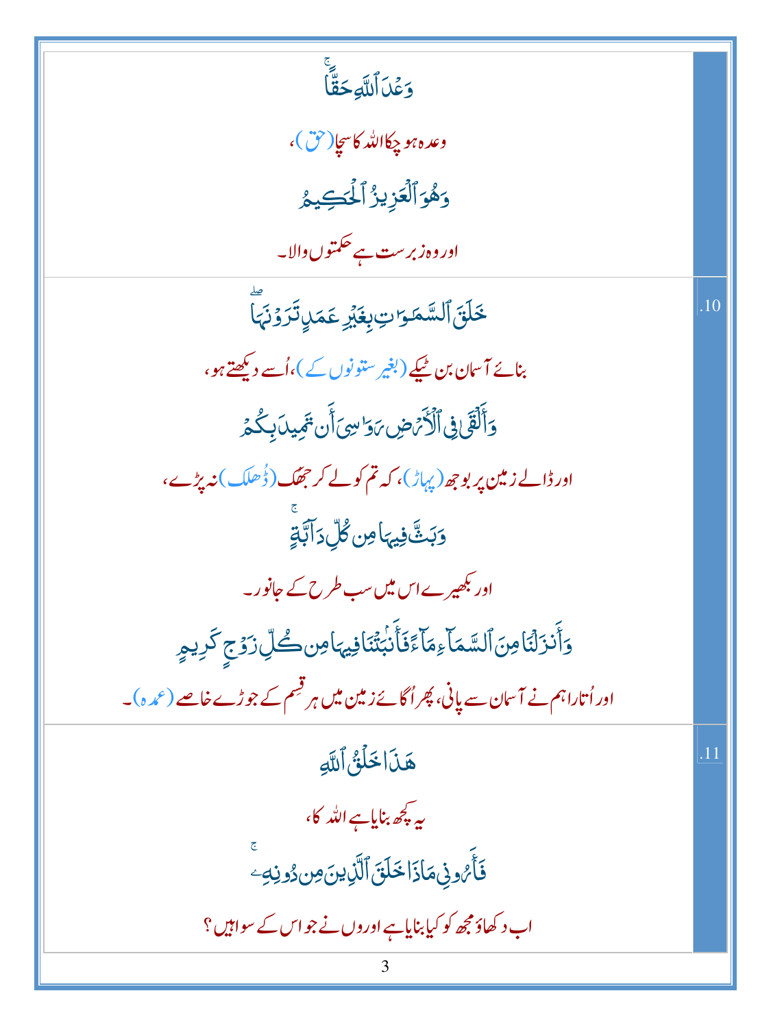| | |
|---|---|
| وَعۡدَ ٱللَّهِ حَقًّاۚ<br>وعدہ ہو چکا اللہ کا سچا (حق)،<br>وَهُوَ ٱلۡعَزِيزُ ٱلۡحَكِيمُ<br>اور وہ زبر ست ہے حکمتوں والا۔ | |
| خَلَقَ ٱلسَّمَٰوَٰتِ بِغَيۡرِ عَمَدٖ تَرَوۡنَهَاۖ<br>بنائے آسمان بن ٹیکے (بغیر ستونوں کے)، اُسے دیکھتے ہو،<br>وَأَلۡقَىٰ فِي ٱلۡأَرۡضِ رَوَٰسِيَ أَن تَمِيدَ بِكُمۡ<br>اور ڈالے زمین پر بوجھ (پہاڑ)، کہ تم کو لے کر جھک (ڈھلک) نہ پڑے،<br>وَبَثَّ فِيهَا مِن كُلِّ دَآبَّةٖۚ<br>اور بکھیرے اس میں سب طرح کے جانور۔<br>وَأَنزَلۡنَا مِنَ ٱلسَّمَآءِ مَآءٗ فَأَنۢبَتۡنَا فِيهَا مِن كُلِّ زَوۡجٖ كَرِيمٍ<br>اور اُتارا ہم نے آسمان سے پانی، پھر اُگائے زمین میں ہر قِسم کے جوڑے خاصے (عمدہ)۔ | .10 |
| هَٰذَا خَلۡقُ ٱللَّهِ<br>یہ کچھ بنایا ہے اللہ کا،<br>فَأَرُونِي مَاذَا خَلَقَ ٱلَّذِينَ مِن دُونِهِۦۚ<br>اب دکھاؤ مجھ کو کیا بنایا ہے اوروں نے جو اس کے سوا ہیں؟ | .11 |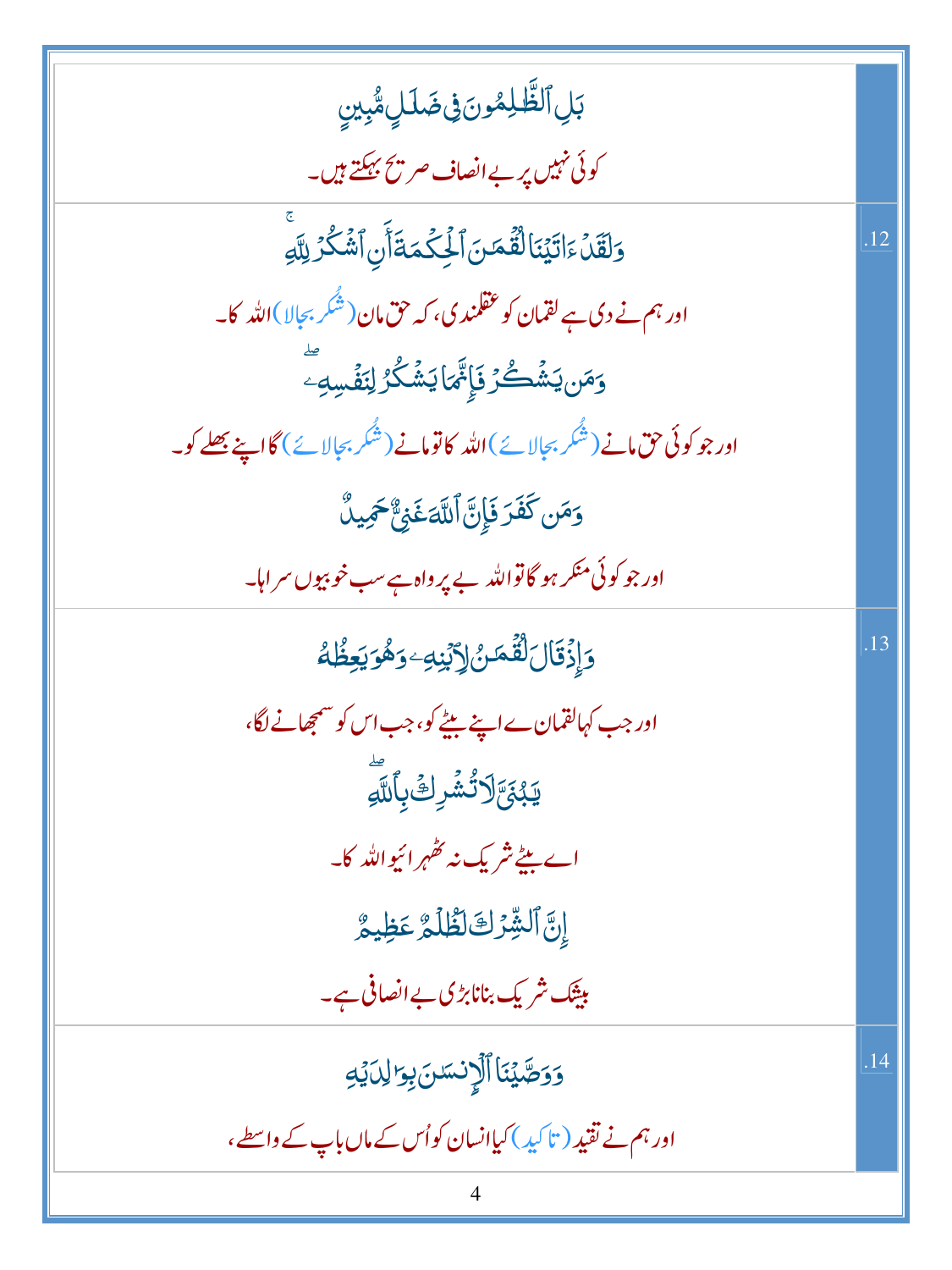| | |
|---|---|
| بَلِ ٱلظَّٰلِمُونَ فِى ضَلَٰلٍ مُّبِينٍ<br>کوئی نہیں پر بے انصاف صریح بھٹکتے ہیں۔ | |
| وَلَقَدْ ءَاتَيْنَا لُقْمَٰنَ ٱلْحِكْمَةَ أَنِ ٱشْكُرْ لِلَّهِ<br>اور ہم نے دی ہے لقمان کو عقلمندی، کہ حق مان (شُکر بجالا) اللہ کا۔<br>وَمَن يَشْكُرْ فَإِنَّمَا يَشْكُرُ لِنَفْسِهِۦ<br>اور جو کوئی حق مانے (شُکر بجالائے) اللہ کا تو مانے (شُکر بجالائے) گا اپنے بھلے کو۔<br>وَمَن كَفَرَ فَإِنَّ ٱللَّهَ غَنِىٌّ حَمِيدٌ<br>اور جو کوئی منکر ہو گا تو اللہ بے پرواہ ہے سب خوبیوں سراہا۔ | .12 |
| وَإِذْ قَالَ لُقْمَٰنُ لِٱبْنِهِۦ وَهُوَ يَعِظُهُۥ<br>اور جب کہا لقمان نے اپنے بیٹے کو، جب اس کو سمجھانے لگا،<br>يَٰبُنَىَّ لَا تُشْرِكْ بِٱللَّهِ<br>اے بیٹے شریک نہ ٹھہرائیو اللہ کا۔<br>إِنَّ ٱلشِّرْكَ لَظُلْمٌ عَظِيمٌ<br>بیشک شریک بنانا بڑی بے انصافی ہے۔ | .13 |
| وَوَصَّيْنَا ٱلْإِنسَٰنَ بِوَٰلِدَيْهِ<br>اور ہم نے تقید (تاکید) کیا انسان کو اُس کے ماں باپ کے واسطے، | .14 |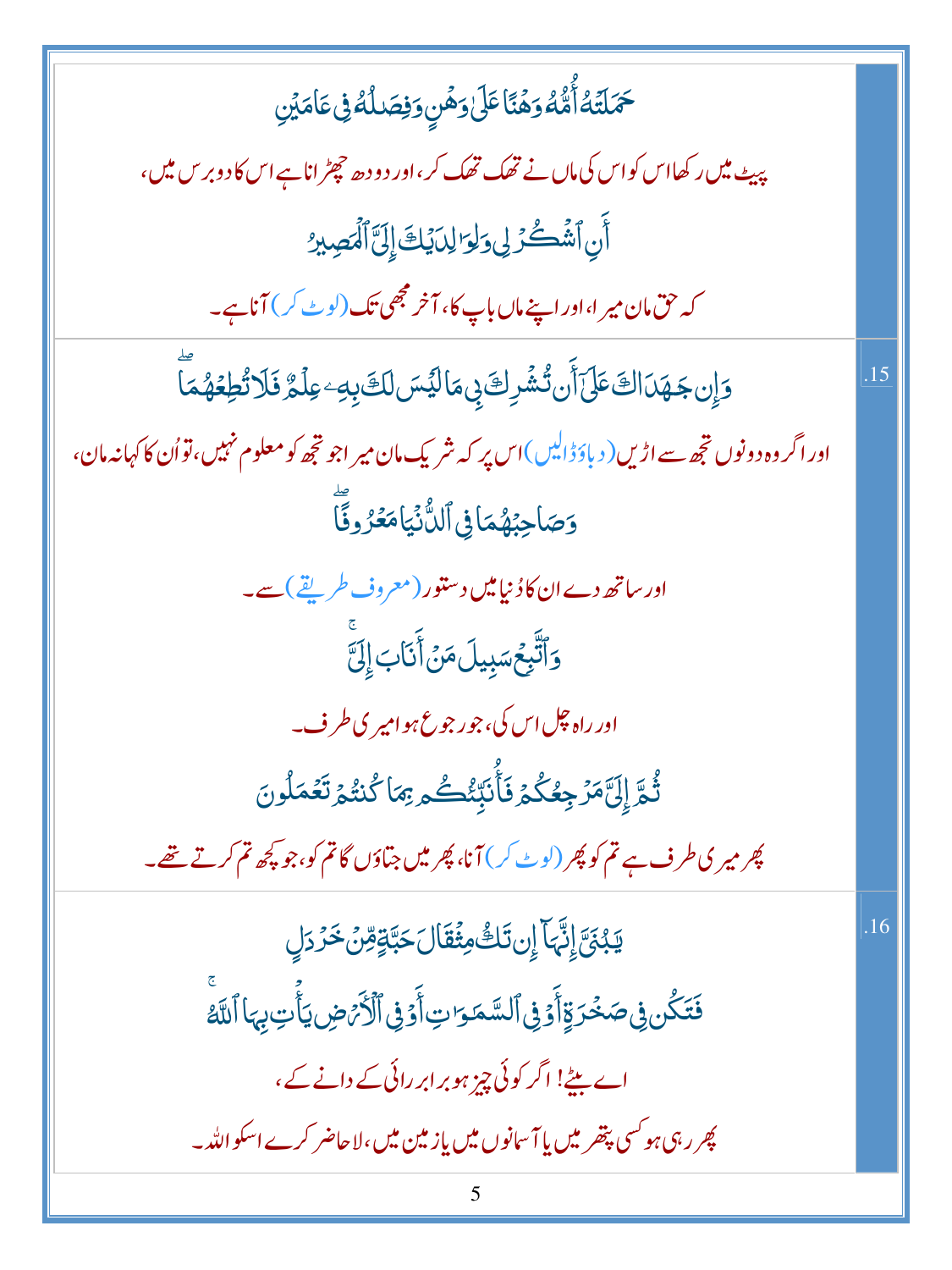| | |
|---|---|
| حَمَلَتْهُ أُمُّهُ وَهْنًا عَلَىٰ وَهْنٍ وَفِصَالُهُ فِي عَامَيْنِ<br>پیٹ میں رکھا اس کو اس کی ماں نے تھک تھک کر، اور دودھ چھڑانا ہے اس کا دو برس میں،<br>أَنِ اشْكُرْ لِي وَلِوَالِدَيْكَ إِلَيَّ الْمَصِيرُ<br>کہ حق مان میرا، اور اپنے ماں باپ کا، آخر مجھی تک (لوٹ کر) آنا ہے۔ | |
| وَإِن جَاهَدَاكَ عَلَىٰ أَن تُشْرِكَ بِي مَا لَيْسَ لَكَ بِهِ عِلْمٌ فَلَا تُطِعْهُمَا<br>اور اگر وہ دونوں تجھ سے اڑیں (دباؤ ڈالیں) اس پر کہ شریک مان میرا جو تجھ کو معلوم نہیں، تو اُن کا کہنا نہ مان،<br>وَصَاحِبْهُمَا فِي الدُّنْيَا مَعْرُوفًا<br>اور ساتھ دے ان کا دُنیا میں دستور (معروف طریقے) سے۔<br>وَاتَّبِعْ سَبِيلَ مَنْ أَنَابَ إِلَيَّ<br>اور راہ چل اس کی، جو رجوع ہوا میری طرف۔<br>ثُمَّ إِلَيَّ مَرْجِعُكُمْ فَأُنَبِّئُكُم بِمَا كُنتُمْ تَعْمَلُونَ<br>پھر میری طرف ہے تم کو پھر (لوٹ کر) آنا، پھر میں جتاؤں گا تم کو، جو کچھ تم کرتے تھے۔ | .15 |
| يَا بُنَيَّ إِنَّهَا إِن تَكُ مِثْقَالَ حَبَّةٍ مِّنْ خَرْدَلٍ<br>فَتَكُن فِي صَخْرَةٍ أَوْ فِي السَّمَاوَاتِ أَوْ فِي الْأَرْضِ يَأْتِ بِهَا اللَّهُ<br>اے بیٹے! اگر کوئی چیز ہو برابر رائی کے دانے کے،<br>پھر رہی ہو کسی پتھر میں یا آسمانوں میں یا زمین میں، لا حاضر کرے اسکو اللہ۔ | .16 |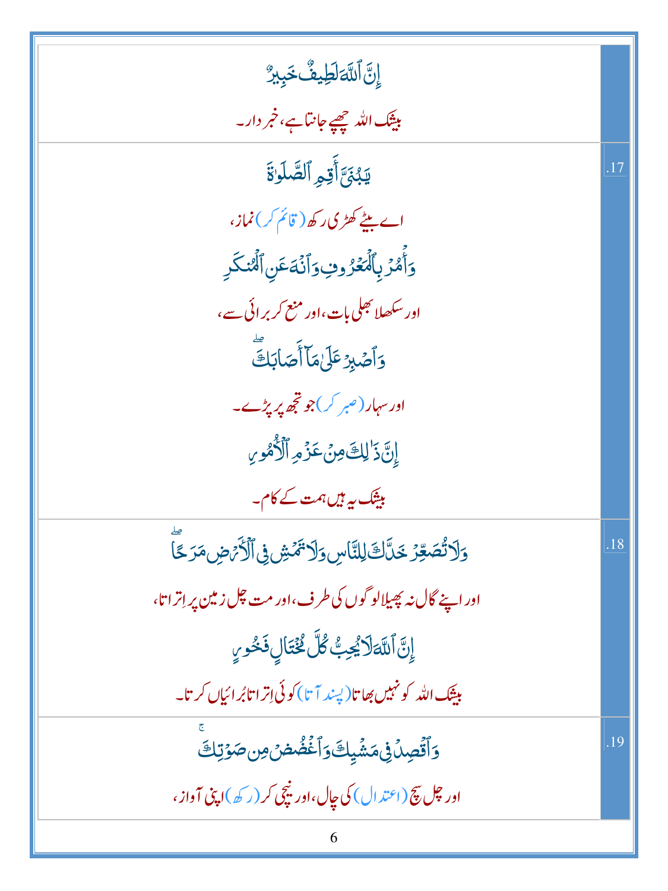| | |
|---|---|
| إِنَّ ٱللَّهَ لَطِيفٌ خَبِيرٌ<br>بیشک اللہ چھپے جانتا ہے، خبر دار۔ | |
| يَٰبُنَيَّ أَقِمِ ٱلصَّلَوٰةَ<br>اے بیٹے کھڑی رکھ (قائم کر) نماز،<br>وَأْمُرْ بِٱلْمَعْرُوفِ وَٱنْهَ عَنِ ٱلْمُنكَرِ<br>اور سکھلا بھلی بات، اور منع کر برائی سے،<br>وَٱصْبِرْ عَلَىٰ مَآ أَصَابَكَ ۖ<br>اور سہار (صبر کر) جو تجھ پر پڑے۔<br>إِنَّ ذَٰلِكَ مِنْ عَزْمِ ٱلْأُمُورِ<br>بیشک یہ ہیں ہمت کے کام۔ | .17 |
| وَلَا تُصَعِّرْ خَدَّكَ لِلنَّاسِ وَلَا تَمْشِ فِى ٱلْأَرْضِ مَرَحًا ۖ<br>اور اپنے گال نہ پھیلا لوگوں کی طرف، اور مت چل زمین پر اتراتا،<br>إِنَّ ٱللَّهَ لَا يُحِبُّ كُلَّ مُخْتَالٍ فَخُورٍ<br>بیشک اللہ کو نہیں بھاتا (پسند آتا) کوئی اِتراتا بُرائیاں کرتا۔ | .18 |
| وَٱقْصِدْ فِى مَشْيِكَ وَٱغْضُضْ مِن صَوْتِكَ ۚ<br>اور چل بیچ (اعتدال) کی چال، اور نیچی کر (رکھ) اپنی آواز، | .19 |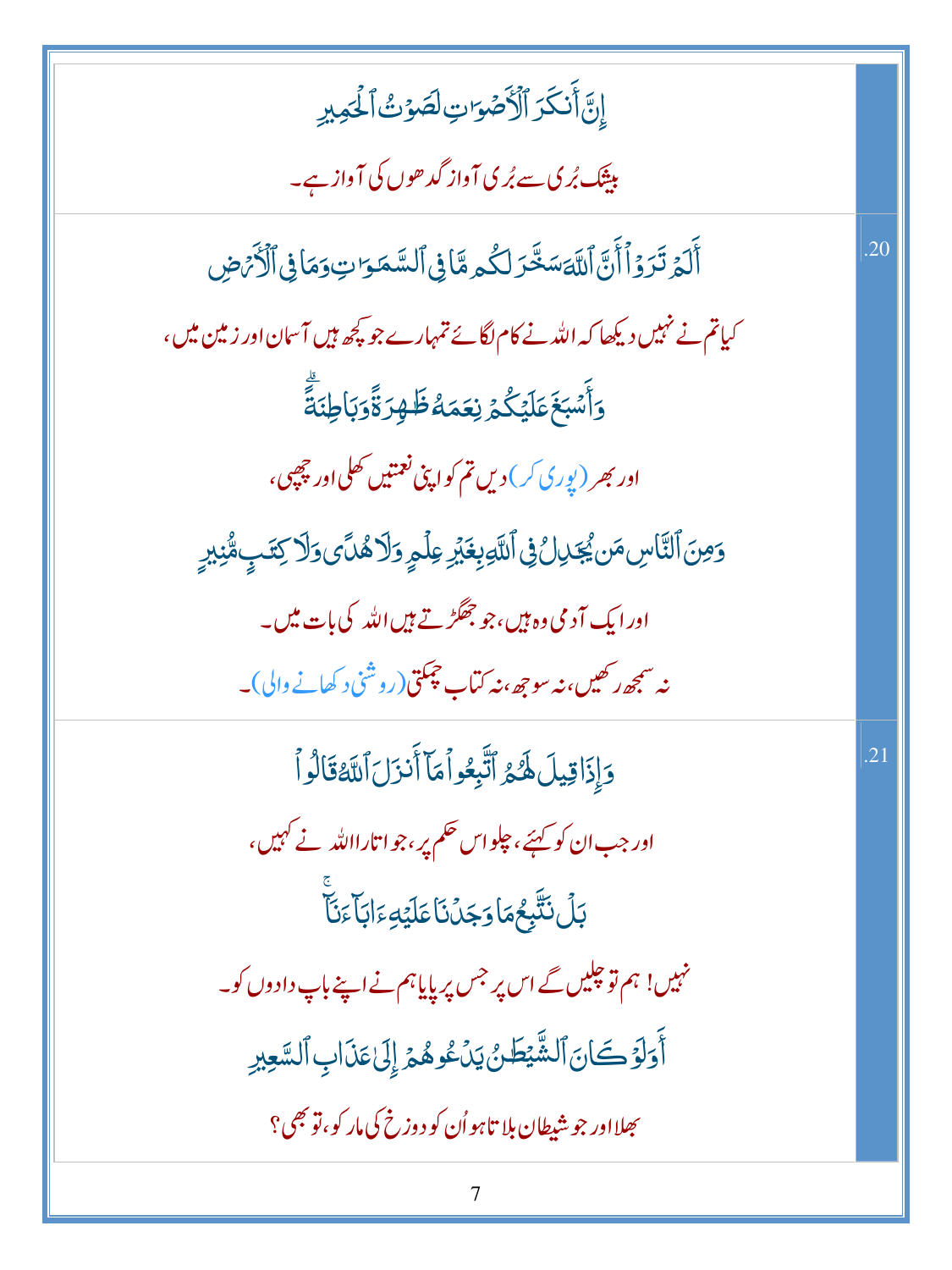إِنَّ أَنكَرَ ٱلۡأَصۡوَٰتِ لَصَوۡتُ ٱلۡحَمِيرِ

بیشک بُری سے بُری آواز گدھوں کی آواز ہے۔

.20

أَلَمۡ تَرَوۡاْ أَنَّ ٱللَّهَ سَخَّرَ لَكُم مَّا فِي ٱلسَّمَٰوَٰتِ وَمَا فِي ٱلۡأَرۡضِ

کیا تم نے نہیں دیکھا کہ اللہ نے کام لگائے تمہارے جو کچھ ہیں آسمان اور زمین میں،

وَأَسۡبَغَ عَلَيۡكُمۡ نِعَمَهُۥ ظَٰهِرَةٗ وَبَاطِنَةٗۗ

اور بھر (پوری کر) دیں تم کو اپنی نعمتیں کھلی اور چھپی،

وَمِنَ ٱلنَّاسِ مَن يُجَٰدِلُ فِي ٱللَّهِ بِغَيۡرِ عِلۡمٖ وَلَا هُدٗى وَلَا كِتَٰبٖ مُّنِيرٖ

اور ایک آدمی وہ ہیں، جو جھگڑتے ہیں اللہ کی بات میں۔

نہ سمجھ رکھیں، نہ سوجھ، نہ کتاب چمکتی (روشنی دکھانے والی)۔

.21

وَإِذَا قِيلَ لَهُمُ ٱتَّبِعُواْ مَآ أَنزَلَ ٱللَّهُ قَالُواْ

اور جب ان کو کہیئے، چلو اس حکم پر، جو اتارا اللہ نے کہیں،

بَلۡ نَتَّبِعُ مَا وَجَدۡنَا عَلَيۡهِ ءَابَآءَنَآۚ

نہیں! ہم تو چلیں گے اس پر جس پر پایا ہم نے اپنے باپ دادوں کو۔

أَوَلَوۡ كَانَ ٱلشَّيۡطَٰنُ يَدۡعُوهُمۡ إِلَىٰ عَذَابِ ٱلسَّعِيرِ

بھلا اور جو شیطان بلاتا ہو اُن کو دوزخ کی مار کو، تو بھی؟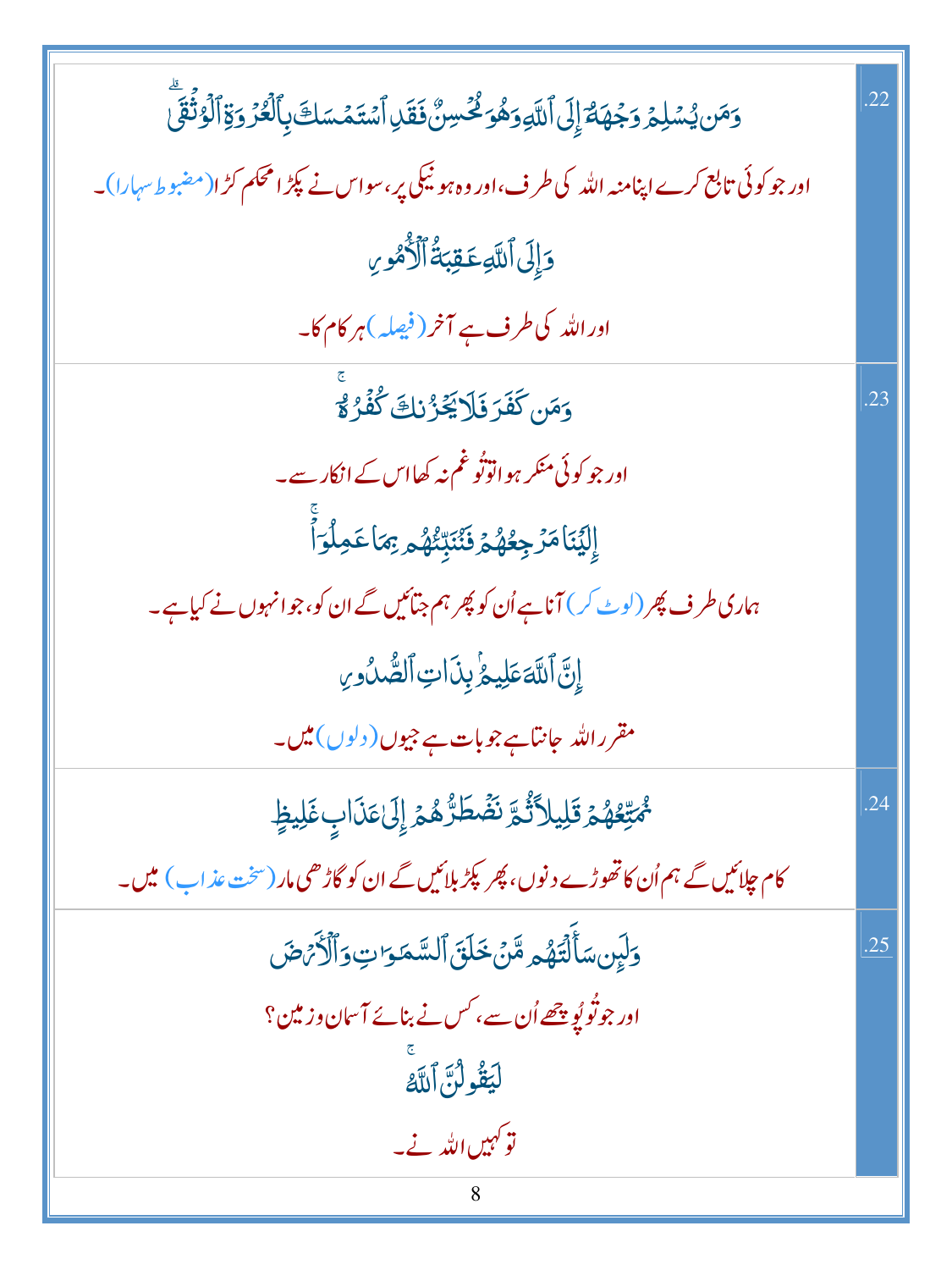| | |
|---|---|
| .22 | وَمَن يُسْلِمْ وَجْهَهُۥٓ إِلَى ٱللَّهِ وَهُوَ مُحْسِنٌ فَقَدِ ٱسْتَمْسَكَ بِٱلْعُرْوَةِ ٱلْوُثْقَىٰ ۗ<br>اور جو کوئی تابع کرے اپنا منہ اللہ کی طرف، اور وہ ہو نیکی پر، سو اس نے پکڑا محکم کڑا (مضبوط سہارا)۔<br>وَإِلَى ٱللَّهِ عَٰقِبَةُ ٱلْأُمُورِ<br>اور اللہ کی طرف ہے آخر (فیصلہ) ہر کام کا۔ |
| .23 | وَمَن كَفَرَ فَلَا يَحْزُنكَ كُفْرُهُۥٓ ۚ<br>اور جو کوئی منکر ہوا تو تُو غم نہ کھا اس کے انکار سے۔<br>إِلَيْنَا مَرْجِعُهُمْ فَنُنَبِّئُهُم بِمَا عَمِلُوٓا۟ ۚ<br>ہماری طرف پھر (لوٹ کر) آنا ہے اُن کو پھر ہم جتائیں گے ان کو، جو انہوں نے کیا ہے۔<br>إِنَّ ٱللَّهَ عَلِيمٌۢ بِذَاتِ ٱلصُّدُورِ<br>مقرر اللہ جانتا ہے جو بات ہے جیوں (دلوں) میں۔ |
| .24 | نُمَتِّعُهُمْ قَلِيلًا ثُمَّ نَضْطَرُّهُمْ إِلَىٰ عَذَابٍ غَلِيظٍ<br>کام چلائیں گے ہم اُن کا تھوڑے دنوں، پھر پکڑ بلائیں گے ان کو گاڑھی مار (سخت عذاب) میں۔ |
| .25 | وَلَئِن سَأَلْتَهُم مَّنْ خَلَقَ ٱلسَّمَٰوَٰتِ وَٱلْأَرْضَ<br>اور جو تُو پُوچھے اُن سے، کس نے بنائے آسمان و زمین؟<br>لَيَقُولُنَّ ٱللَّهُ ۚ<br>تو کہیں اللہ نے۔ |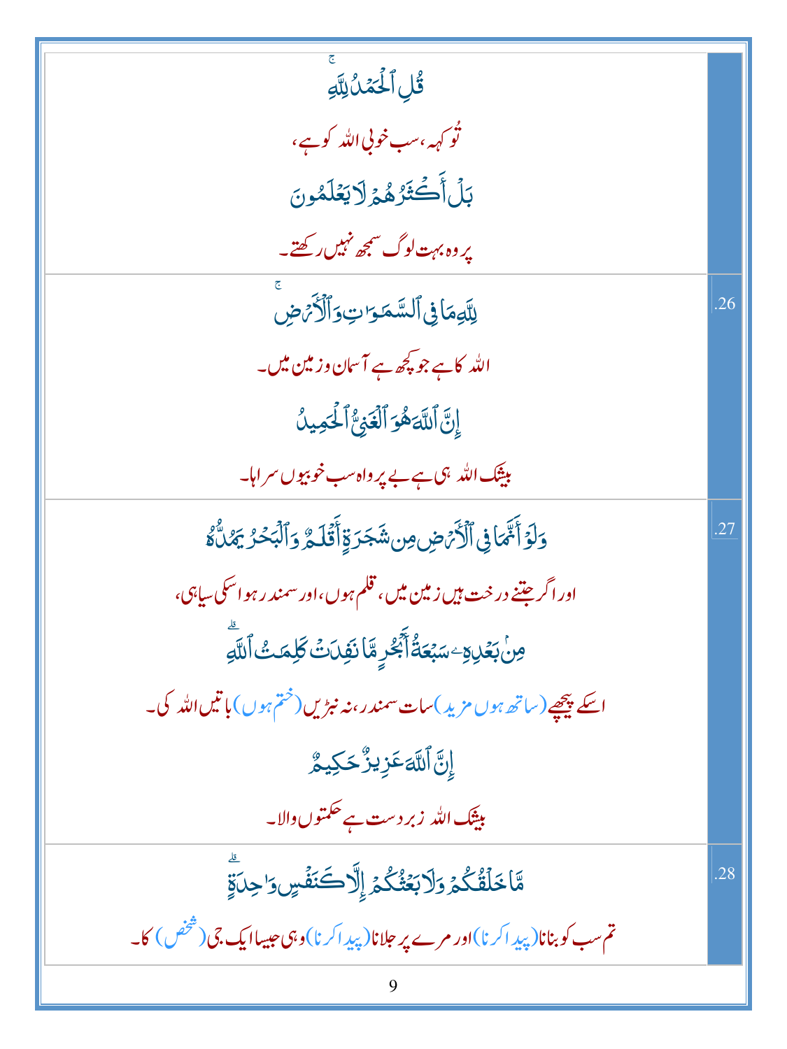| | |
|---|---|
| قُلِ ٱلْحَمْدُ لِلَّهِ ۚ<br>تُو کہہ، سب خوبی اللہ کو ہے،<br>بَلْ أَكْثَرُهُمْ لَا يَعْلَمُونَ<br>پر وہ بہت لوگ سمجھ نہیں رکھتے۔ | |
| لِلَّهِ مَا فِى ٱلسَّمَٰوَٰتِ وَٱلْأَرْضِ ۚ<br>اللہ کا ہے جو کچھ ہے آسمان وزمین میں۔<br>إِنَّ ٱللَّهَ هُوَ ٱلْغَنِىُّ ٱلْحَمِيدُ<br>بیشک اللہ ہی ہے بے پرواہ سب خوبیوں سراہا۔ | .26 |
| وَلَوْ أَنَّمَا فِى ٱلْأَرْضِ مِن شَجَرَةٍ أَقْلَٰمٌ وَٱلْبَحْرُ يَمُدُّهُۥ<br>اور اگر جتنے درخت ہیں زمین میں، قلم ہوں، اور سمندر ہو اسکی سیاہی،<br>مِنۢ بَعْدِهِۦ سَبْعَةُ أَبْحُرٍ مَّا نَفِدَتْ كَلِمَٰتُ ٱللَّهِ ۗ<br>اسکے پیچھے (ساتھ ہوں مزید) سات سمندر، نہ نبڑیں (ختم ہوں) باتیں اللہ کی۔<br>إِنَّ ٱللَّهَ عَزِيزٌ حَكِيمٌ<br>بیشک اللہ زبردست ہے حکمتوں والا۔ | .27 |
| مَّا خَلْقُكُمْ وَلَا بَعْثُكُمْ إِلَّا كَنَفْسٍ وَٰحِدَةٍ ۗ<br>تم سب کو بنانا (پیدا کرنا) اور مرے پر جلانا (پیدا کرنا) وہی جیسا ایک جی (شخص) کا۔ | .28 |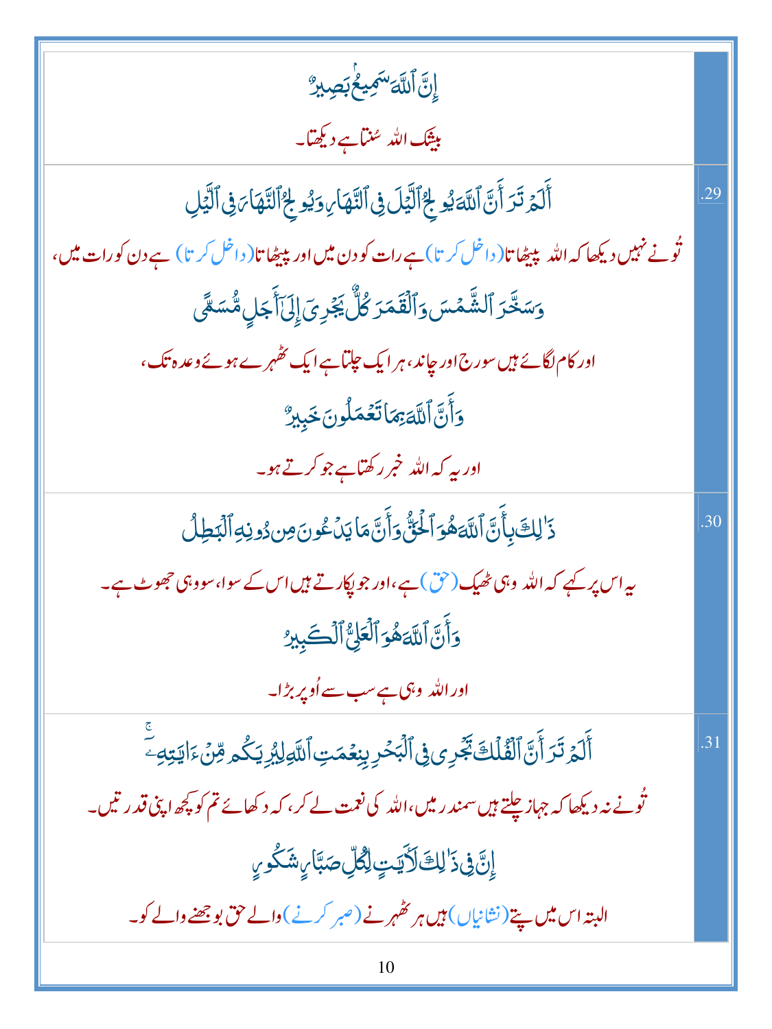| | |
|---|---|
| إِنَّ ٱللَّهَ سَمِيعٌۢ بَصِيرٌ<br>بیشک اللہ سُنتا ہے دیکھتا۔ | |
| أَلَمْ تَرَ أَنَّ ٱللَّهَ يُولِجُ ٱلَّيْلَ فِى ٱلنَّهَارِ وَيُولِجُ ٱلنَّهَارَ فِى ٱلَّيْلِ<br>تُو نے نہیں دیکھا کہ اللہ پیٹھاتا (داخل کرتا) ہے رات کو دن میں اور پیٹھاتا (داخل کرتا) ہے دن کو رات میں،<br>وَسَخَّرَ ٱلشَّمْسَ وَٱلْقَمَرَ كُلٌّ يَجْرِىٓ إِلَىٰٓ أَجَلٍ مُّسَمًّى<br>اور کام لگائے ہیں سورج اور چاند، ہر ایک چلتا ہے ایک ٹھہرے ہوئے وعدہ تک،<br>وَأَنَّ ٱللَّهَ بِمَا تَعْمَلُونَ خَبِيرٌ<br>اور یہ کہ اللہ خبر رکھتا ہے جو کرتے ہو۔ | .29 |
| ذَٰلِكَ بِأَنَّ ٱللَّهَ هُوَ ٱلْحَقُّ وَأَنَّ مَا يَدْعُونَ مِن دُونِهِ ٱلْبَٰطِلُ<br>یہ اس پر کہے کہ اللہ وہی ٹھیک (حق) ہے، اور جو پکارتے ہیں اس کے سوا، سو وہی جھوٹ ہے۔<br>وَأَنَّ ٱللَّهَ هُوَ ٱلْعَلِىُّ ٱلْكَبِيرُ<br>اور اللہ وہی ہے سب سے اُوپر بڑا۔ | .30 |
| أَلَمْ تَرَ أَنَّ ٱلْفُلْكَ تَجْرِى فِى ٱلْبَحْرِ بِنِعْمَتِ ٱللَّهِ لِيُرِيَكُم مِّنْ ءَايَٰتِهِۦٓ<br>تُو نے نہ دیکھا کہ جہاز چلتے ہیں سمندر میں، اللہ کی نعمت لے کر، کہ دکھائے تم کو کچھ اپنی قدرتیں۔<br>إِنَّ فِى ذَٰلِكَ لَءَايَٰتٍ لِّكُلِّ صَبَّارٍ شَكُورٍ<br>البتہ اس میں پتے (نشانیاں) ہیں ہر ٹھہرنے (صبر کرنے) والے حق بوجھنے والے کو۔ | .31 |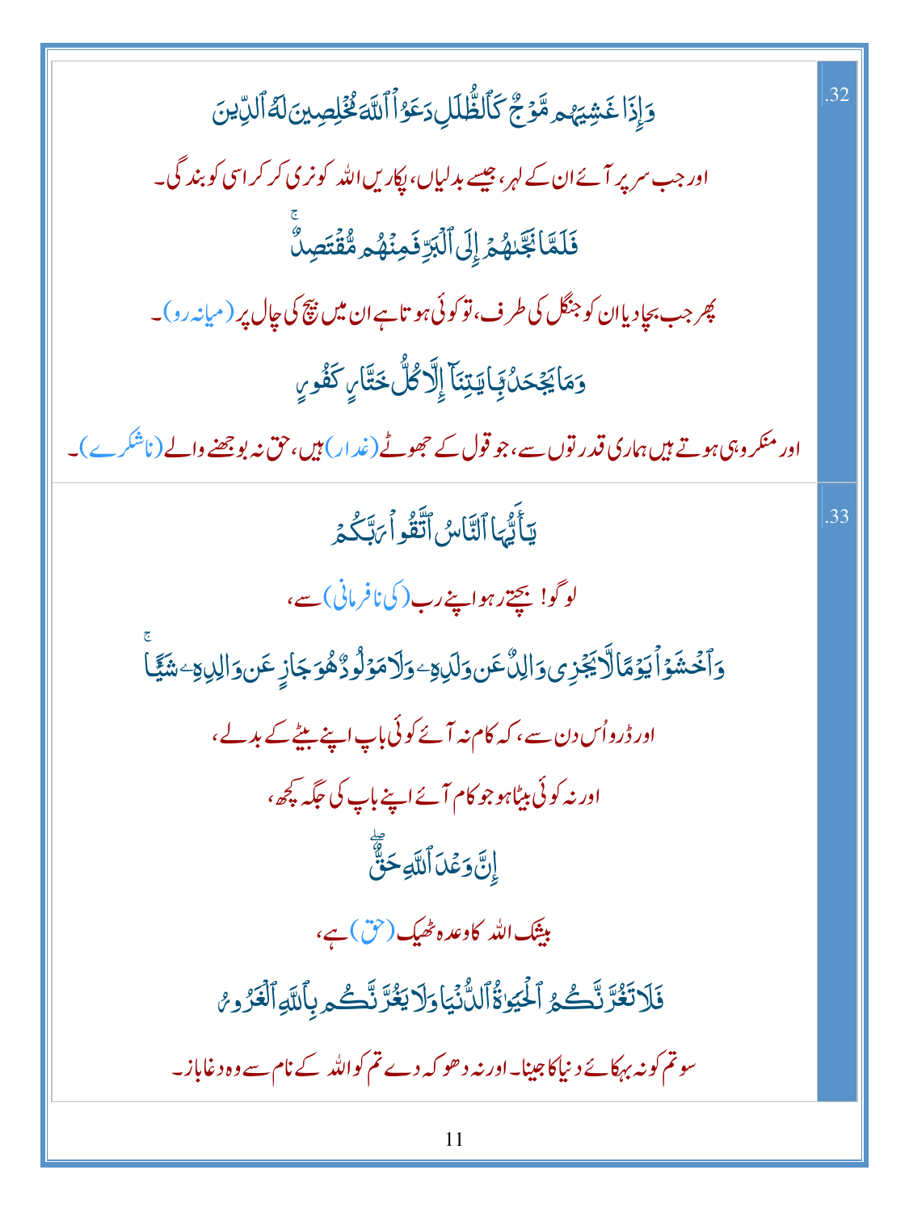.32

وَإِذَا غَشِيَهُم مَّوْجٌ كَٱلظُّلَلِ دَعَوُا۟ ٱللَّهَ مُخْلِصِينَ لَهُ ٱلدِّينَ

اور جب سر پر آئے ان کے لہر، جیسے بدلیاں، پکاریں اللہ کو نری کر کر اسی کو بندگی۔

فَلَمَّا نَجَّىٰهُمْ إِلَى ٱلْبَرِّ فَمِنْهُم مُّقْتَصِدٌ

پھر جب بچا دیا ان کو جنگل کی طرف، تو کوئی ہوتا ہے ان میں بیچ کی چال پر (میانہ رو)۔

وَمَا يَجْحَدُ بِـَٔايَٰتِنَآ إِلَّا كُلُّ خَتَّارٍ كَفُورٍ

اور منکر وہی ہوتے ہیں ہماری قدرتوں سے، جو قول کے جھوٹے (غدار) ہیں، حق نہ بوجھنے والے (ناشکرے)۔

.33

يَٰٓأَيُّهَا ٱلنَّاسُ ٱتَّقُوا۟ رَبَّكُمْ

لوگو! بچتے رہو اپنے رب (کی نافرمانی) سے،

وَٱخْشَوْا۟ يَوْمًا لَّا يَجْزِى وَالِدٌ عَن وَلَدِهِۦ وَلَا مَوْلُودٌ هُوَ جَازٍ عَن وَالِدِهِۦ شَيْـًٔا

اور ڈرو اُس دن سے، کہ کام نہ آئے کوئی باپ اپنے بیٹے کے بدلے،

اور نہ کوئی بیٹا ہو جو کام آئے اپنے باپ کی جگہ کچھ،

إِنَّ وَعْدَ ٱللَّهِ حَقٌّ

بیشک اللہ کا وعدہ ٹھیک (حق) ہے،

فَلَا تَغُرَّنَّكُمُ ٱلْحَيَوٰةُ ٱلدُّنْيَا وَلَا يَغُرَّنَّكُم بِٱللَّهِ ٱلْغَرُورُ

سو تم کو نہ بہکائے دنیا کا جینا۔ اور نہ دھوکہ دے تم کو اللہ کے نام سے وہ دغاباز۔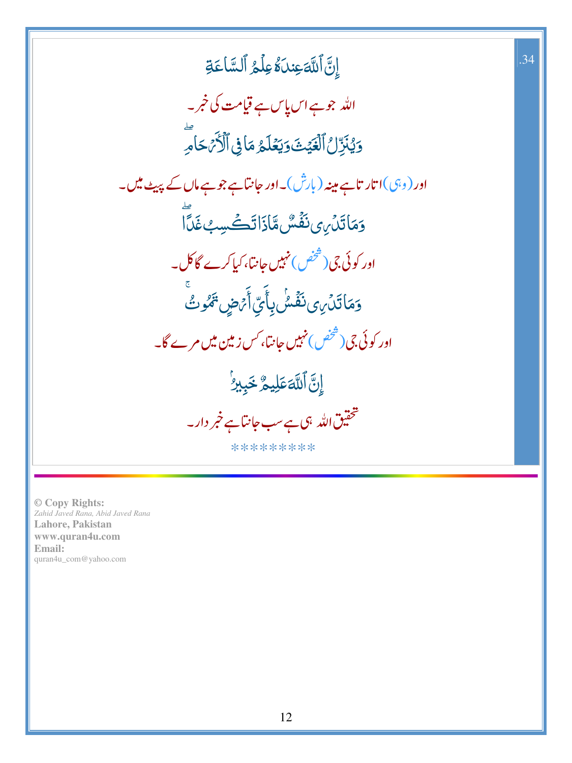.34

إِنَّ ٱللَّهَ عِندَهُۥ عِلْمُ ٱلسَّاعَةِ

اللہ جو ہے اس پاس ہے قیامت کی خبر۔

وَيُنَزِّلُ ٱلْغَيْثَ وَيَعْلَمُ مَا فِى ٱلْأَرْحَامِ ۖ

اور (وہی) اتارتا ہے مینہ (بارش)۔اور جانتا ہے جو ہے ماں کے پیٹ میں۔

وَمَا تَدْرِى نَفْسٌ مَّاذَا تَكْسِبُ غَدًا ۖ

اور کوئی جی (شخص) نہیں جانتا، کیا کرے گا کل۔

وَمَا تَدْرِى نَفْسٌۢ بِأَىِّ أَرْضٍ تَمُوتُ ۚ

اور کوئی جی (شخص) نہیں جانتا، کس زمین میں مرے گا۔

إِنَّ ٱللَّهَ عَلِيمٌ خَبِيرٌۢ

تحقیق اللہ ہی ہے سب جانتا ہے خبر دار۔

*********

© Copy Rights:
*Zahid Javed Rana, Abid Javed Rana*
**Lahore, Pakistan**
**www.quran4u.com**
**Email:**
quran4u_com@yahoo.com